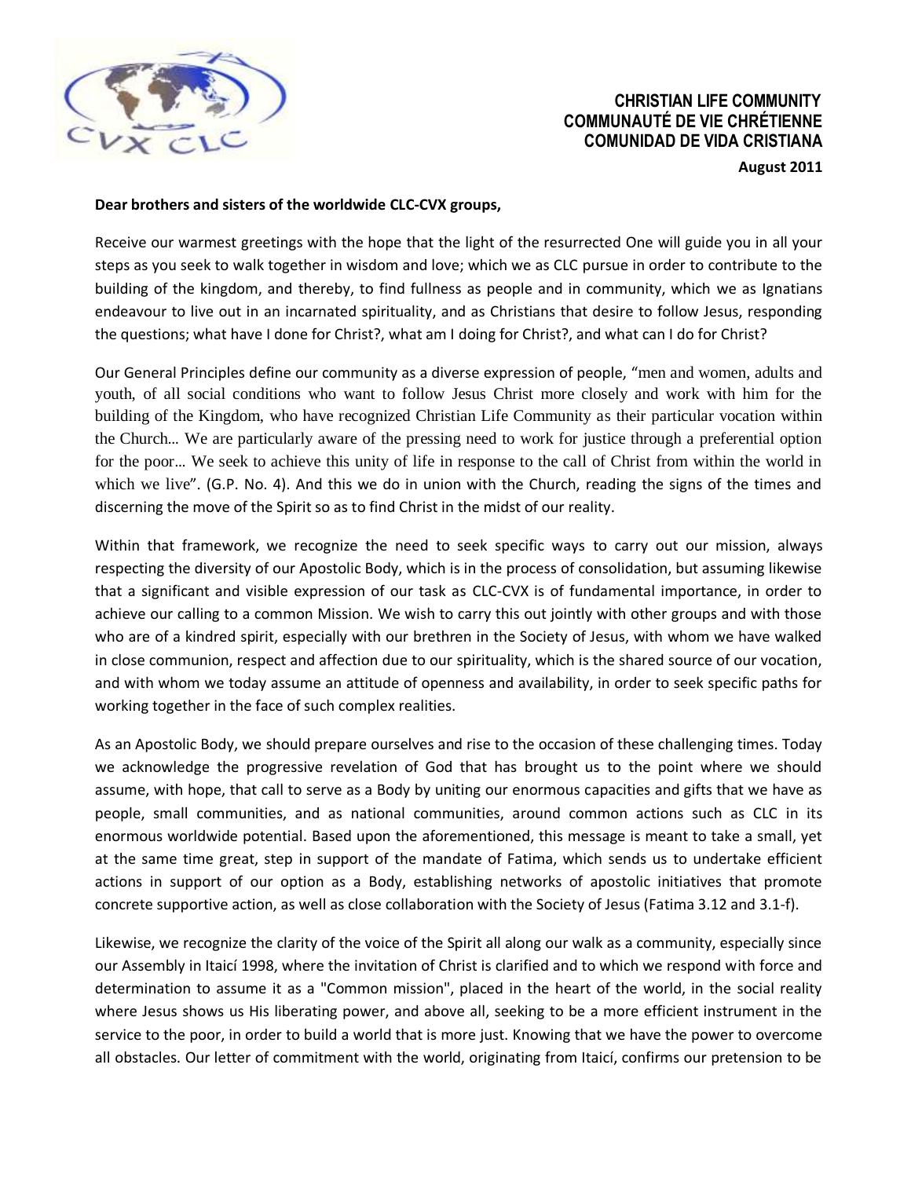**CHRISTIAN LIFE COMMUNITY**
**COMMUNAUTÉ DE VIE CHRÉTIENNE**
**COMUNIDAD DE VIDA CRISTIANA**

**August 2011**

**Dear brothers and sisters of the worldwide CLC-CVX groups,**

Receive our warmest greetings with the hope that the light of the resurrected One will guide you in all your steps as you seek to walk together in wisdom and love; which we as CLC pursue in order to contribute to the building of the kingdom, and thereby, to find fullness as people and in community, which we as Ignatians endeavour to live out in an incarnated spirituality, and as Christians that desire to follow Jesus, responding the questions; what have I done for Christ?, what am I doing for Christ?, and what can I do for Christ?

Our General Principles define our community as a diverse expression of people, "men and women, adults and youth, of all social conditions who want to follow Jesus Christ more closely and work with him for the building of the Kingdom, who have recognized Christian Life Community as their particular vocation within the Church… We are particularly aware of the pressing need to work for justice through a preferential option for the poor… We seek to achieve this unity of life in response to the call of Christ from within the world in which we live". (G.P. No. 4). And this we do in union with the Church, reading the signs of the times and discerning the move of the Spirit so as to find Christ in the midst of our reality.

Within that framework, we recognize the need to seek specific ways to carry out our mission, always respecting the diversity of our Apostolic Body, which is in the process of consolidation, but assuming likewise that a significant and visible expression of our task as CLC-CVX is of fundamental importance, in order to achieve our calling to a common Mission. We wish to carry this out jointly with other groups and with those who are of a kindred spirit, especially with our brethren in the Society of Jesus, with whom we have walked in close communion, respect and affection due to our spirituality, which is the shared source of our vocation, and with whom we today assume an attitude of openness and availability, in order to seek specific paths for working together in the face of such complex realities.

As an Apostolic Body, we should prepare ourselves and rise to the occasion of these challenging times. Today we acknowledge the progressive revelation of God that has brought us to the point where we should assume, with hope, that call to serve as a Body by uniting our enormous capacities and gifts that we have as people, small communities, and as national communities, around common actions such as CLC in its enormous worldwide potential. Based upon the aforementioned, this message is meant to take a small, yet at the same time great, step in support of the mandate of Fatima, which sends us to undertake efficient actions in support of our option as a Body, establishing networks of apostolic initiatives that promote concrete supportive action, as well as close collaboration with the Society of Jesus (Fatima 3.12 and 3.1-f).

Likewise, we recognize the clarity of the voice of the Spirit all along our walk as a community, especially since our Assembly in Itaicí 1998, where the invitation of Christ is clarified and to which we respond with force and determination to assume it as a "Common mission", placed in the heart of the world, in the social reality where Jesus shows us His liberating power, and above all, seeking to be a more efficient instrument in the service to the poor, in order to build a world that is more just. Knowing that we have the power to overcome all obstacles. Our letter of commitment with the world, originating from Itaicí, confirms our pretension to be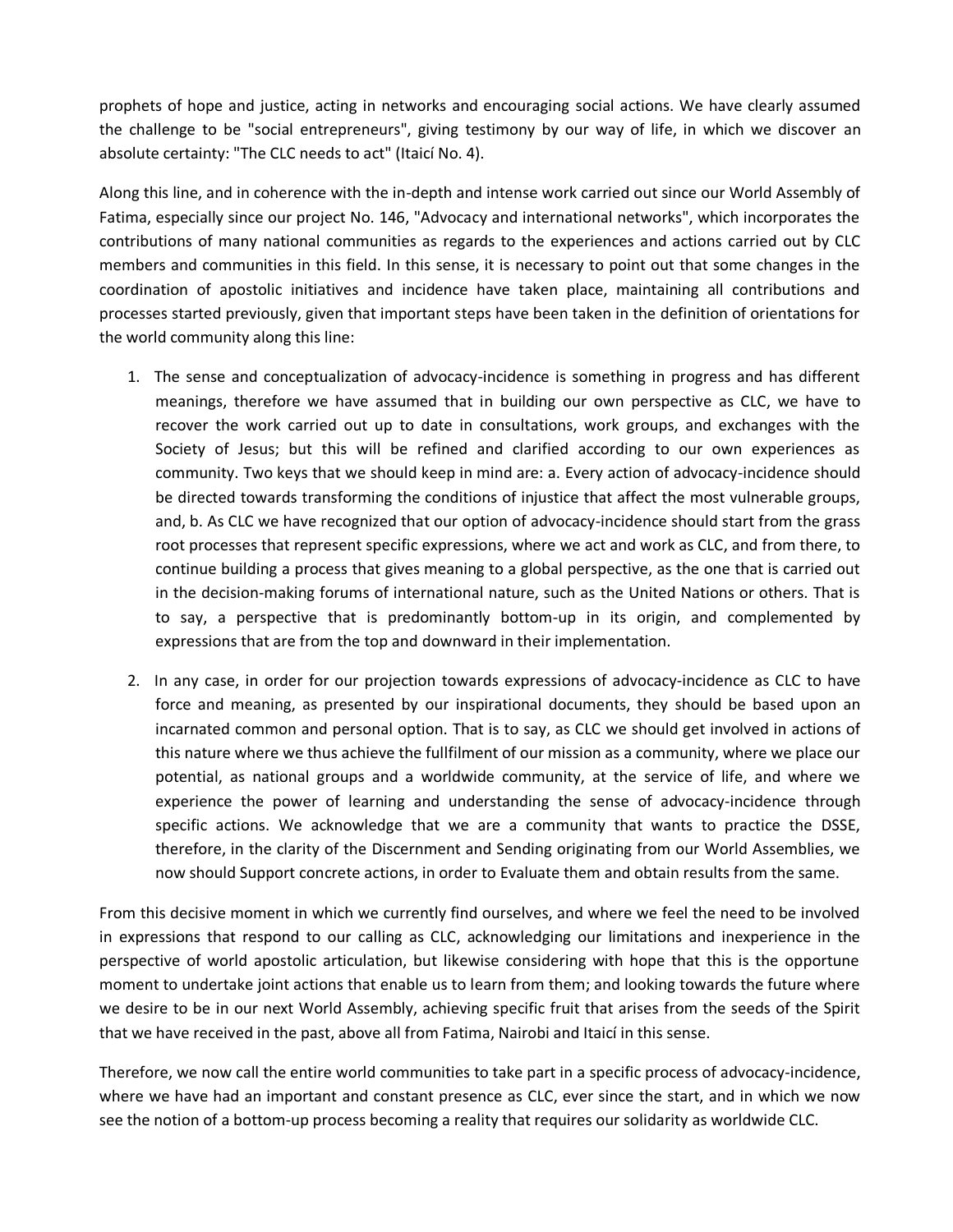prophets of hope and justice, acting in networks and encouraging social actions. We have clearly assumed the challenge to be "social entrepreneurs", giving testimony by our way of life, in which we discover an absolute certainty: "The CLC needs to act" (Itaicí No. 4).

Along this line, and in coherence with the in-depth and intense work carried out since our World Assembly of Fatima, especially since our project No. 146, "Advocacy and international networks", which incorporates the contributions of many national communities as regards to the experiences and actions carried out by CLC members and communities in this field. In this sense, it is necessary to point out that some changes in the coordination of apostolic initiatives and incidence have taken place, maintaining all contributions and processes started previously, given that important steps have been taken in the definition of orientations for the world community along this line:

1. The sense and conceptualization of advocacy-incidence is something in progress and has different meanings, therefore we have assumed that in building our own perspective as CLC, we have to recover the work carried out up to date in consultations, work groups, and exchanges with the Society of Jesus; but this will be refined and clarified according to our own experiences as community. Two keys that we should keep in mind are: a. Every action of advocacy-incidence should be directed towards transforming the conditions of injustice that affect the most vulnerable groups, and, b. As CLC we have recognized that our option of advocacy-incidence should start from the grass root processes that represent specific expressions, where we act and work as CLC, and from there, to continue building a process that gives meaning to a global perspective, as the one that is carried out in the decision-making forums of international nature, such as the United Nations or others. That is to say, a perspective that is predominantly bottom-up in its origin, and complemented by expressions that are from the top and downward in their implementation.

2. In any case, in order for our projection towards expressions of advocacy-incidence as CLC to have force and meaning, as presented by our inspirational documents, they should be based upon an incarnated common and personal option. That is to say, as CLC we should get involved in actions of this nature where we thus achieve the fullfilment of our mission as a community, where we place our potential, as national groups and a worldwide community, at the service of life, and where we experience the power of learning and understanding the sense of advocacy-incidence through specific actions. We acknowledge that we are a community that wants to practice the DSSE, therefore, in the clarity of the Discernment and Sending originating from our World Assemblies, we now should Support concrete actions, in order to Evaluate them and obtain results from the same.

From this decisive moment in which we currently find ourselves, and where we feel the need to be involved in expressions that respond to our calling as CLC, acknowledging our limitations and inexperience in the perspective of world apostolic articulation, but likewise considering with hope that this is the opportune moment to undertake joint actions that enable us to learn from them; and looking towards the future where we desire to be in our next World Assembly, achieving specific fruit that arises from the seeds of the Spirit that we have received in the past, above all from Fatima, Nairobi and Itaicí in this sense.

Therefore, we now call the entire world communities to take part in a specific process of advocacy-incidence, where we have had an important and constant presence as CLC, ever since the start, and in which we now see the notion of a bottom-up process becoming a reality that requires our solidarity as worldwide CLC.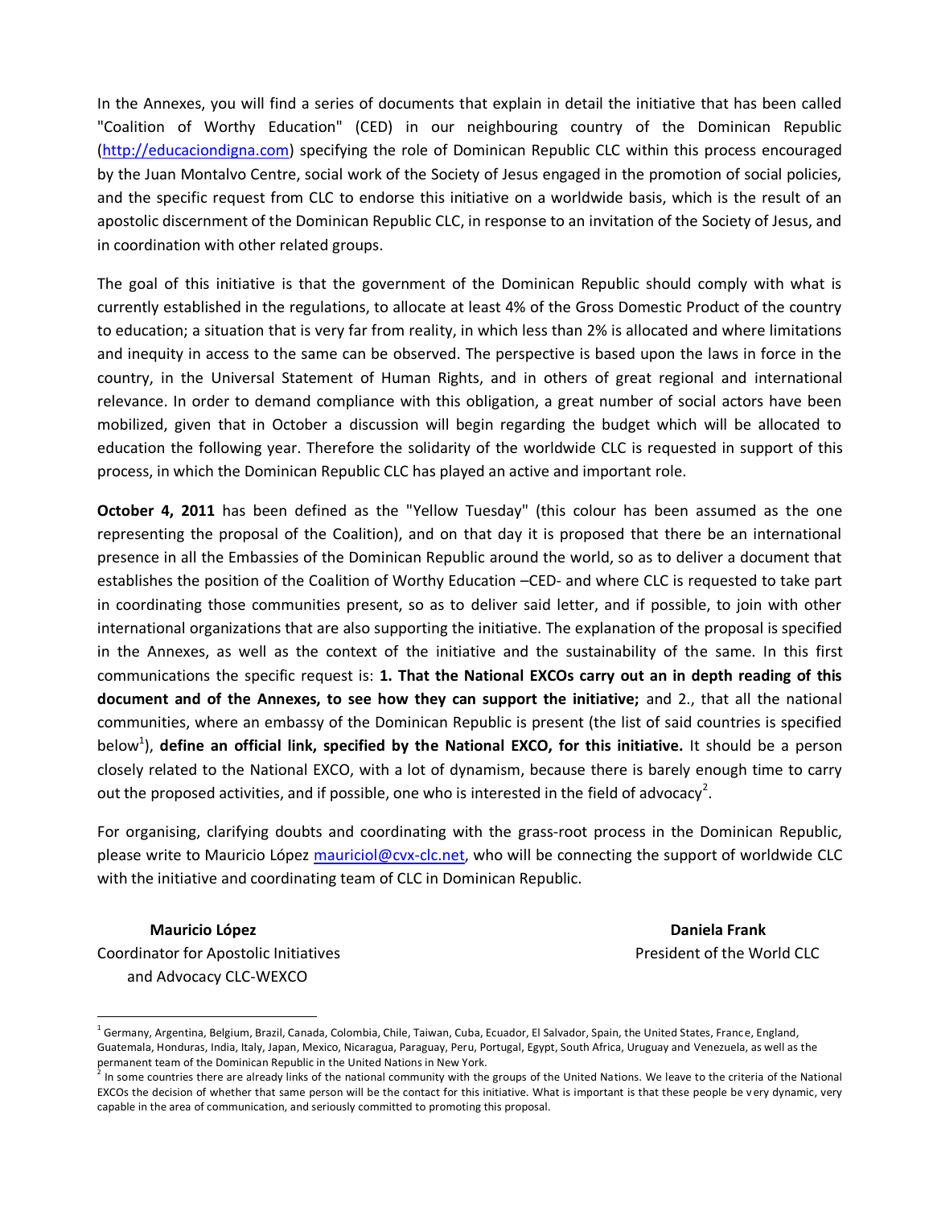In the Annexes, you will find a series of documents that explain in detail the initiative that has been called "Coalition of Worthy Education" (CED) in our neighbouring country of the Dominican Republic (http://educaciondigna.com) specifying the role of Dominican Republic CLC within this process encouraged by the Juan Montalvo Centre, social work of the Society of Jesus engaged in the promotion of social policies, and the specific request from CLC to endorse this initiative on a worldwide basis, which is the result of an apostolic discernment of the Dominican Republic CLC, in response to an invitation of the Society of Jesus, and in coordination with other related groups.

The goal of this initiative is that the government of the Dominican Republic should comply with what is currently established in the regulations, to allocate at least 4% of the Gross Domestic Product of the country to education; a situation that is very far from reality, in which less than 2% is allocated and where limitations and inequity in access to the same can be observed. The perspective is based upon the laws in force in the country, in the Universal Statement of Human Rights, and in others of great regional and international relevance. In order to demand compliance with this obligation, a great number of social actors have been mobilized, given that in October a discussion will begin regarding the budget which will be allocated to education the following year. Therefore the solidarity of the worldwide CLC is requested in support of this process, in which the Dominican Republic CLC has played an active and important role.

**October 4, 2011** has been defined as the "Yellow Tuesday" (this colour has been assumed as the one representing the proposal of the Coalition), and on that day it is proposed that there be an international presence in all the Embassies of the Dominican Republic around the world, so as to deliver a document that establishes the position of the Coalition of Worthy Education –CED- and where CLC is requested to take part in coordinating those communities present, so as to deliver said letter, and if possible, to join with other international organizations that are also supporting the initiative. The explanation of the proposal is specified in the Annexes, as well as the context of the initiative and the sustainability of the same. In this first communications the specific request is: **1. That the National EXCOs carry out an in depth reading of this document and of the Annexes, to see how they can support the initiative;** and 2., that all the national communities, where an embassy of the Dominican Republic is present (the list of said countries is specified below[1]), **define an official link, specified by the National EXCO, for this initiative.** It should be a person closely related to the National EXCO, with a lot of dynamism, because there is barely enough time to carry out the proposed activities, and if possible, one who is interested in the field of advocacy[2].

For organising, clarifying doubts and coordinating with the grass-root process in the Dominican Republic, please write to Mauricio López mauriciol@cvx-clc.net, who will be connecting the support of worldwide CLC with the initiative and coordinating team of CLC in Dominican Republic.

**Mauricio López**
Coordinator for Apostolic Initiatives and Advocacy CLC-WEXCO

**Daniela Frank**
President of the World CLC

---

[1] Germany, Argentina, Belgium, Brazil, Canada, Colombia, Chile, Taiwan, Cuba, Ecuador, El Salvador, Spain, the United States, France, England, Guatemala, Honduras, India, Italy, Japan, Mexico, Nicaragua, Paraguay, Peru, Portugal, Egypt, South Africa, Uruguay and Venezuela, as well as the permanent team of the Dominican Republic in the United Nations in New York.

[2] In some countries there are already links of the national community with the groups of the United Nations. We leave to the criteria of the National EXCOs the decision of whether that same person will be the contact for this initiative. What is important is that these people be very dynamic, very capable in the area of communication, and seriously committed to promoting this proposal.